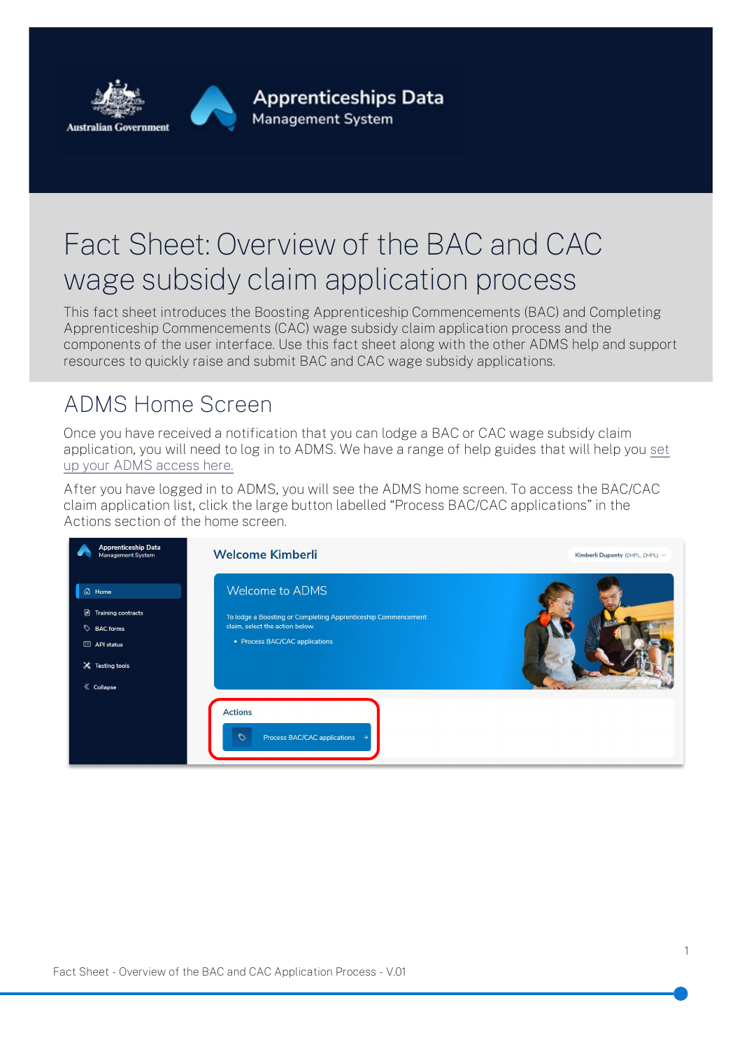Australian Government

Apprenticeships Data Management System

# Fact Sheet: Overview of the BAC and CAC wage subsidy claim application process

This fact sheet introduces the Boosting Apprenticeship Commencements (BAC) and Completing Apprenticeship Commencements (CAC) wage subsidy claim application process and the components of the user interface. Use this fact sheet along with the other ADMS help and support resources to quickly raise and submit BAC and CAC wage subsidy applications.

## ADMS Home Screen

Once you have received a notification that you can lodge a BAC or CAC wage subsidy claim application, you will need to log in to ADMS. We have a range of help guides that will help you set up your ADMS access here.

After you have logged in to ADMS, you will see the ADMS home screen. To access the BAC/CAC claim application list, click the large button labelled "Process BAC/CAC applications" in the Actions section of the home screen.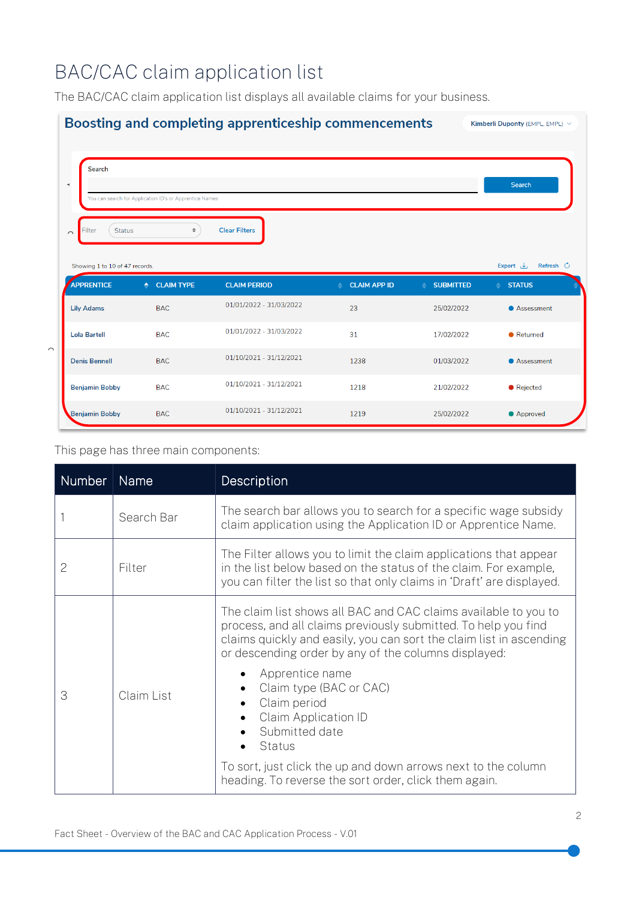# BAC/CAC claim application list

The BAC/CAC claim application list displays all available claims for your business.

This page has three main components:

| Number | Name | Description |
|---|---|---|
| 1 | Search Bar | The search bar allows you to search for a specific wage subsidy claim application using the Application ID or Apprentice Name. |
| 2 | Filter | The Filter allows you to limit the claim applications that appear in the list below based on the status of the claim. For example, you can filter the list so that only claims in 'Draft' are displayed. |
| 3 | Claim List | The claim list shows all BAC and CAC claims available to you to process, and all claims previously submitted. To help you find claims quickly and easily, you can sort the claim list in ascending or descending order by any of the columns displayed:<br>• Apprentice name<br>• Claim type (BAC or CAC)<br>• Claim period<br>• Claim Application ID<br>• Submitted date<br>• Status<br><br>To sort, just click the up and down arrows next to the column heading. To reverse the sort order, click them again. |

Fact Sheet - Overview of the BAC and CAC Application Process - V.01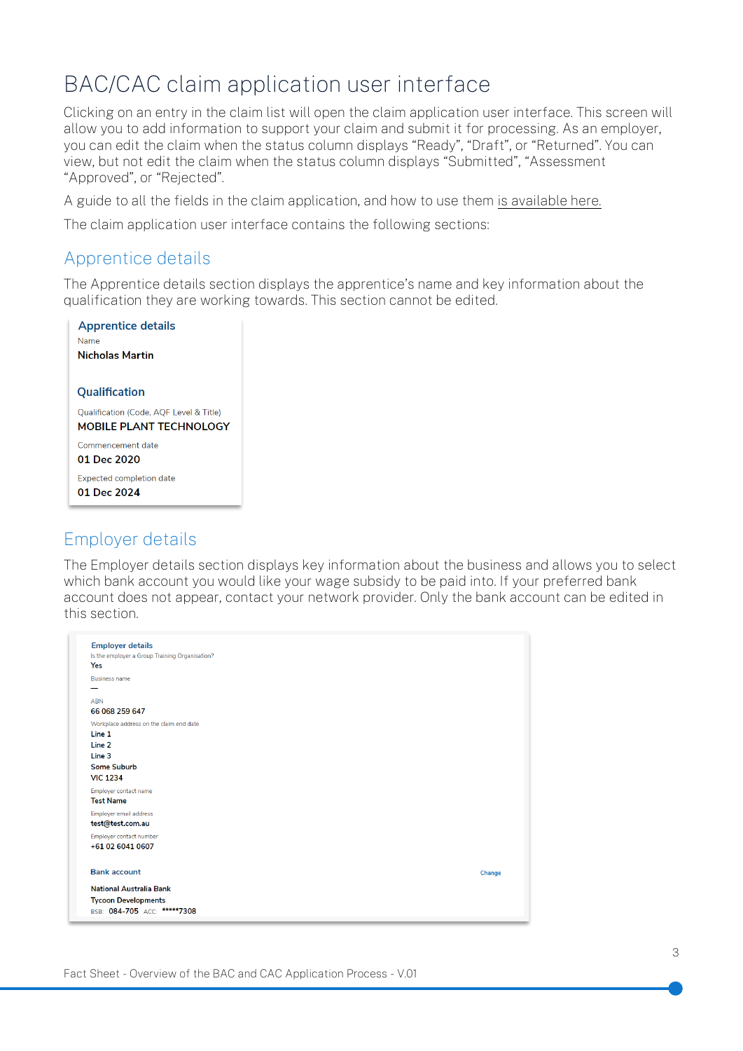# BAC/CAC claim application user interface

Clicking on an entry in the claim list will open the claim application user interface. This screen will allow you to add information to support your claim and submit it for processing. As an employer, you can edit the claim when the status column displays "Ready", "Draft", or "Returned". You can view, but not edit the claim when the status column displays "Submitted", "Assessment "Approved", or "Rejected".

A guide to all the fields in the claim application, and how to use them is available here.

The claim application user interface contains the following sections:

## Apprentice details

The Apprentice details section displays the apprentice's name and key information about the qualification they are working towards. This section cannot be edited.

**Apprentice details**

Name
**Nicholas Martin**

**Qualification**

Qualification (Code, AQF Level & Title)
**MOBILE PLANT TECHNOLOGY**

Commencement date
**01 Dec 2020**

Expected completion date
**01 Dec 2024**

## Employer details

The Employer details section displays key information about the business and allows you to select which bank account you would like your wage subsidy to be paid into. If your preferred bank account does not appear, contact your network provider. Only the bank account can be edited in this section.

**Employer details**

Is the employer a Group Training Organisation?
**Yes**

Business name
**—**

ABN
**66 068 259 647**

Workplace address on the claim end date
**Line 1**
**Line 2**
**Line 3**
**Some Suburb**
**VIC 1234**

Employer contact name
**Test Name**

Employer email address
**test@test.com.au**

Employer contact number
**+61 02 6041 0607**

**Bank account** Change

**National Australia Bank**
**Tycoon Developments**
BSB: **084-705** ACC: *****7308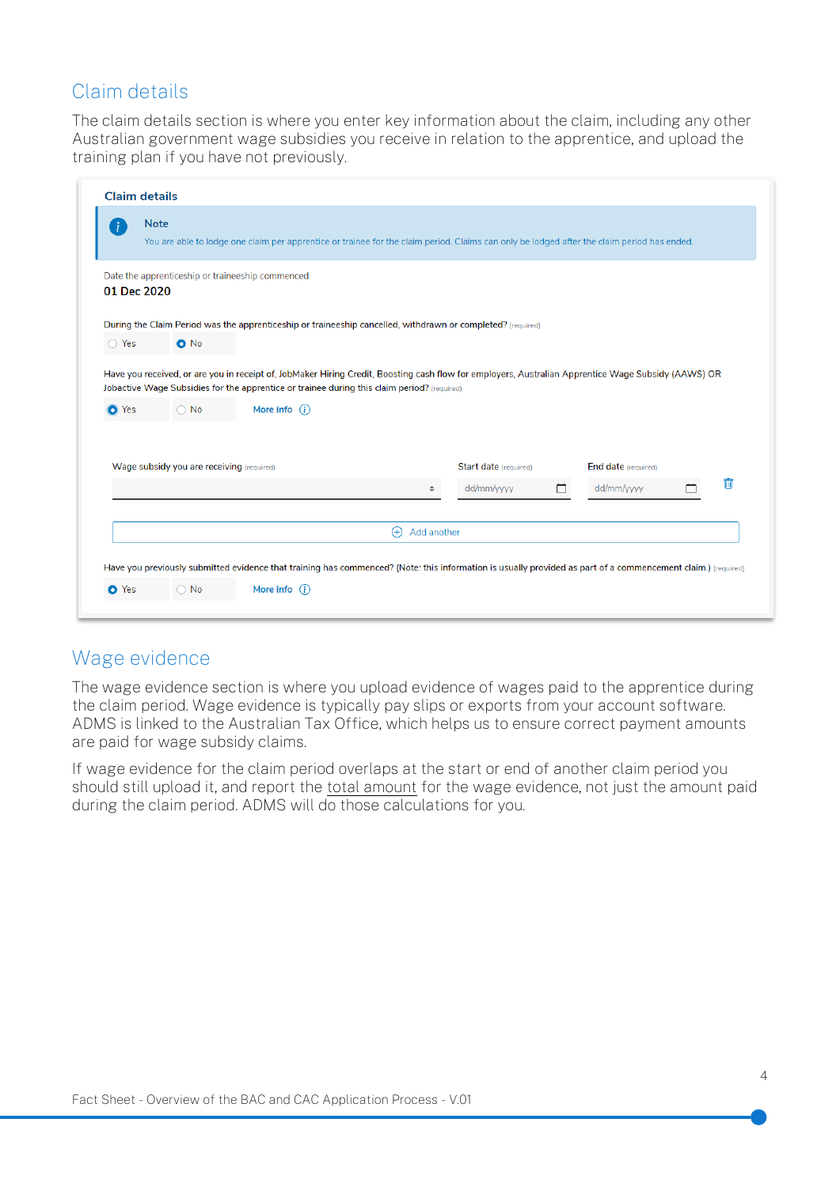## Claim details

The claim details section is where you enter key information about the claim, including any other Australian government wage subsidies you receive in relation to the apprentice, and upload the training plan if you have not previously.

**Claim details**

> **Note**
> You are able to lodge one claim per apprentice or trainee for the claim period. Claims can only be lodged after the claim period has ended.

Date the apprenticeship or traineeship commenced
**01 Dec 2020**

During the Claim Period was the apprenticeship or traineeship cancelled, withdrawn or completed? (required)
○ Yes ● No

Have you received, or are you in receipt of, JobMaker Hiring Credit, Boosting cash flow for employers, Australian Apprentice Wage Subsidy (AAWS) OR Jobactive Wage Subsidies for the apprentice or trainee during this claim period? (required)
● Yes ○ No More info

Wage subsidy you are receiving (required) | Start date (required) dd/mm/yyyy | End date (required) dd/mm/yyyy

Add another

Have you previously submitted evidence that training has commenced? (Note: this information is usually provided as part of a commencement claim.) (required)
● Yes ○ No More info

## Wage evidence

The wage evidence section is where you upload evidence of wages paid to the apprentice during the claim period. Wage evidence is typically pay slips or exports from your account software. ADMS is linked to the Australian Tax Office, which helps us to ensure correct payment amounts are paid for wage subsidy claims.

If wage evidence for the claim period overlaps at the start or end of another claim period you should still upload it, and report the total amount for the wage evidence, not just the amount paid during the claim period. ADMS will do those calculations for you.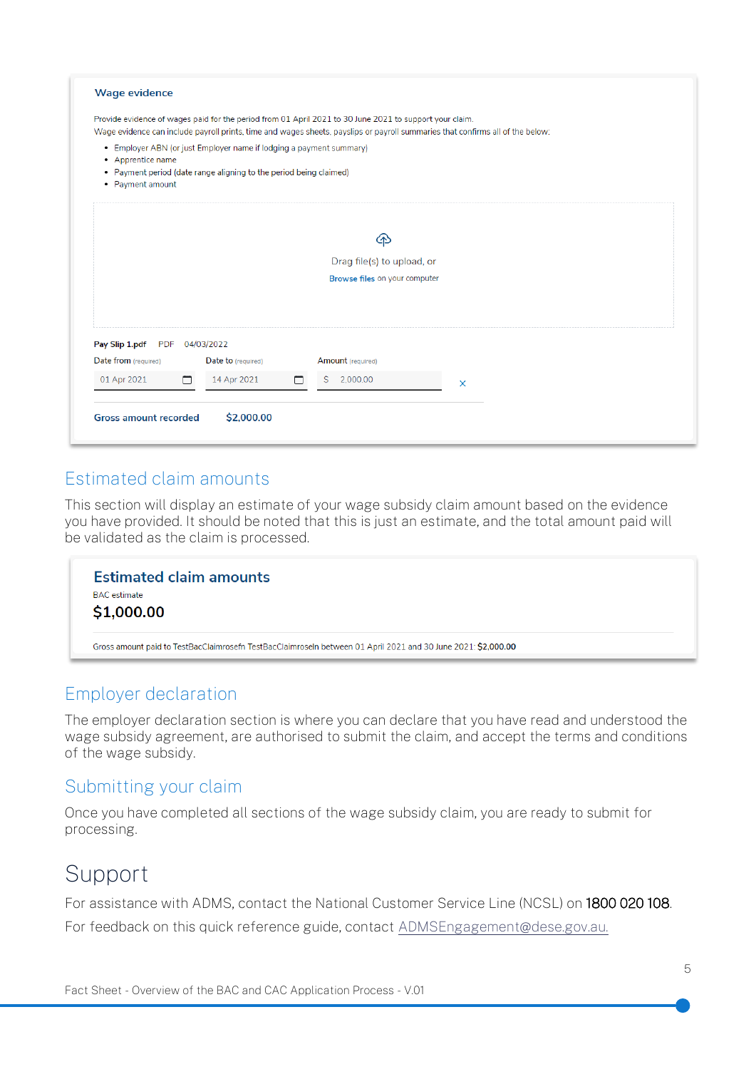**Wage evidence**

Provide evidence of wages paid for the period from 01 April 2021 to 30 June 2021 to support your claim.
Wage evidence can include payroll prints, time and wages sheets, payslips or payroll summaries that confirms all of the below:

- Employer ABN (or just Employer name if lodging a payment summary)
- Apprentice name
- Payment period (date range aligning to the period being claimed)
- Payment amount

Drag file(s) to upload, or
Browse files on your computer

Pay Slip 1.pdf PDF 04/03/2022

| Date from (required) | Date to (required) | Amount (required) |
|---|---|---|
| 01 Apr 2021 | 14 Apr 2021 | $ 2,000.00 |

Gross amount recorded $2,000.00

## Estimated claim amounts

This section will display an estimate of your wage subsidy claim amount based on the evidence you have provided. It should be noted that this is just an estimate, and the total amount paid will be validated as the claim is processed.

**Estimated claim amounts**

BAC estimate

**$1,000.00**

Gross amount paid to TestBacClaimrosefn TestBacClaimroseln between 01 April 2021 and 30 June 2021: **$2,000.00**

## Employer declaration

The employer declaration section is where you can declare that you have read and understood the wage subsidy agreement, are authorised to submit the claim, and accept the terms and conditions of the wage subsidy.

## Submitting your claim

Once you have completed all sections of the wage subsidy claim, you are ready to submit for processing.

# Support

For assistance with ADMS, contact the National Customer Service Line (NCSL) on 1800 020 108.

For feedback on this quick reference guide, contact ADMSEngagement@dese.gov.au.